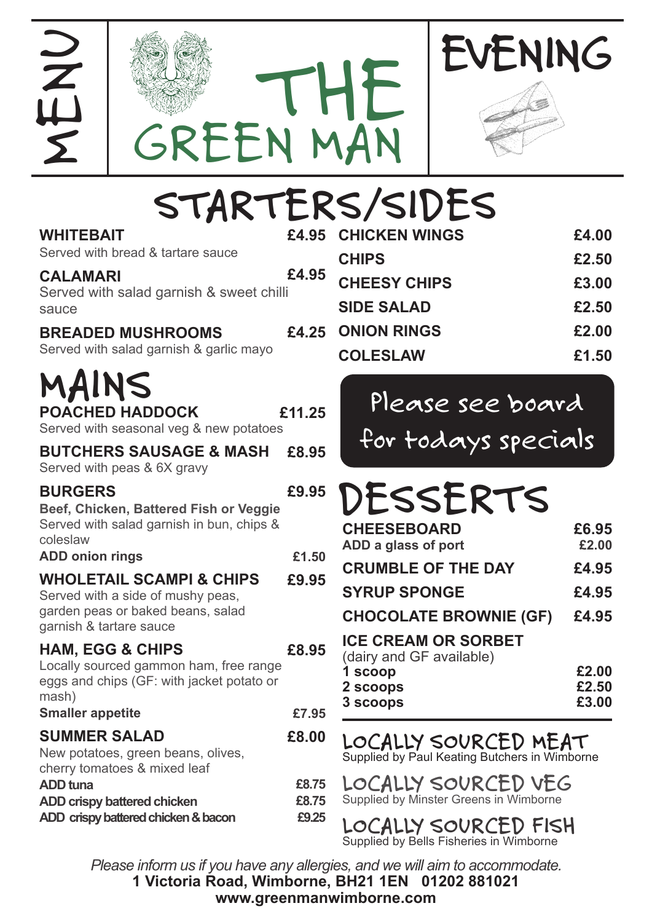# MENU

# THE GREEN MAN

# EVENING

## STARTERS/SIDES

**WHITEBAIT** — **£4.95**
Served with bread & tartare sauce

**CALAMARI** — **£4.95**
Served with salad garnish & sweet chilli sauce

**BREADED MUSHROOMS** — **£4.25**
Served with salad garnish & garlic mayo

| | |
|---|---|
| **CHICKEN WINGS** | **£4.00** |
| **CHIPS** | **£2.50** |
| **CHEESY CHIPS** | **£3.00** |
| **SIDE SALAD** | **£2.50** |
| **ONION RINGS** | **£2.00** |
| **COLESLAW** | **£1.50** |

## MAINS

**POACHED HADDOCK** — **£11.25**
Served with seasonal veg & new potatoes

**BUTCHERS SAUSAGE & MASH** — **£8.95**
Served with peas & 6X gravy

**BURGERS** — **£9.95**
**Beef, Chicken, Battered Fish or Veggie**
Served with salad garnish in bun, chips & coleslaw
**ADD onion rings** — **£1.50**

**WHOLETAIL SCAMPI & CHIPS** — **£9.95**
Served with a side of mushy peas, garden peas or baked beans, salad garnish & tartare sauce

**HAM, EGG & CHIPS** — **£8.95**
Locally sourced gammon ham, free range eggs and chips (GF: with jacket potato or mash)
**Smaller appetite** — **£7.95**

**SUMMER SALAD** — **£8.00**
New potatoes, green beans, olives, cherry tomatoes & mixed leaf
**ADD tuna** — **£8.75**
**ADD crispy battered chicken** — **£8.75**
**ADD crispy battered chicken & bacon** — **£9.25**

**Please see board for todays specials**

## DESSERTS

| | |
|---|---|
| **CHEESEBOARD** | **£6.95** |
| **ADD a glass of port** | **£2.00** |
| **CRUMBLE OF THE DAY** | **£4.95** |
| **SYRUP SPONGE** | **£4.95** |
| **CHOCOLATE BROWNIE (GF)** | **£4.95** |

**ICE CREAM OR SORBET**
(dairy and GF available)

| | |
|---|---|
| **1 scoop** | **£2.00** |
| **2 scoops** | **£2.50** |
| **3 scoops** | **£3.00** |

**LOCALLY SOURCED MEAT**
Supplied by Paul Keating Butchers in Wimborne

**LOCALLY SOURCED VEG**
Supplied by Minster Greens in Wimborne

**LOCALLY SOURCED FISH**
Supplied by Bells Fisheries in Wimborne

*Please inform us if you have any allergies, and we will aim to accommodate.*

**1 Victoria Road, Wimborne, BH21 1EN 01202 881021**

**www.greenmanwimborne.com**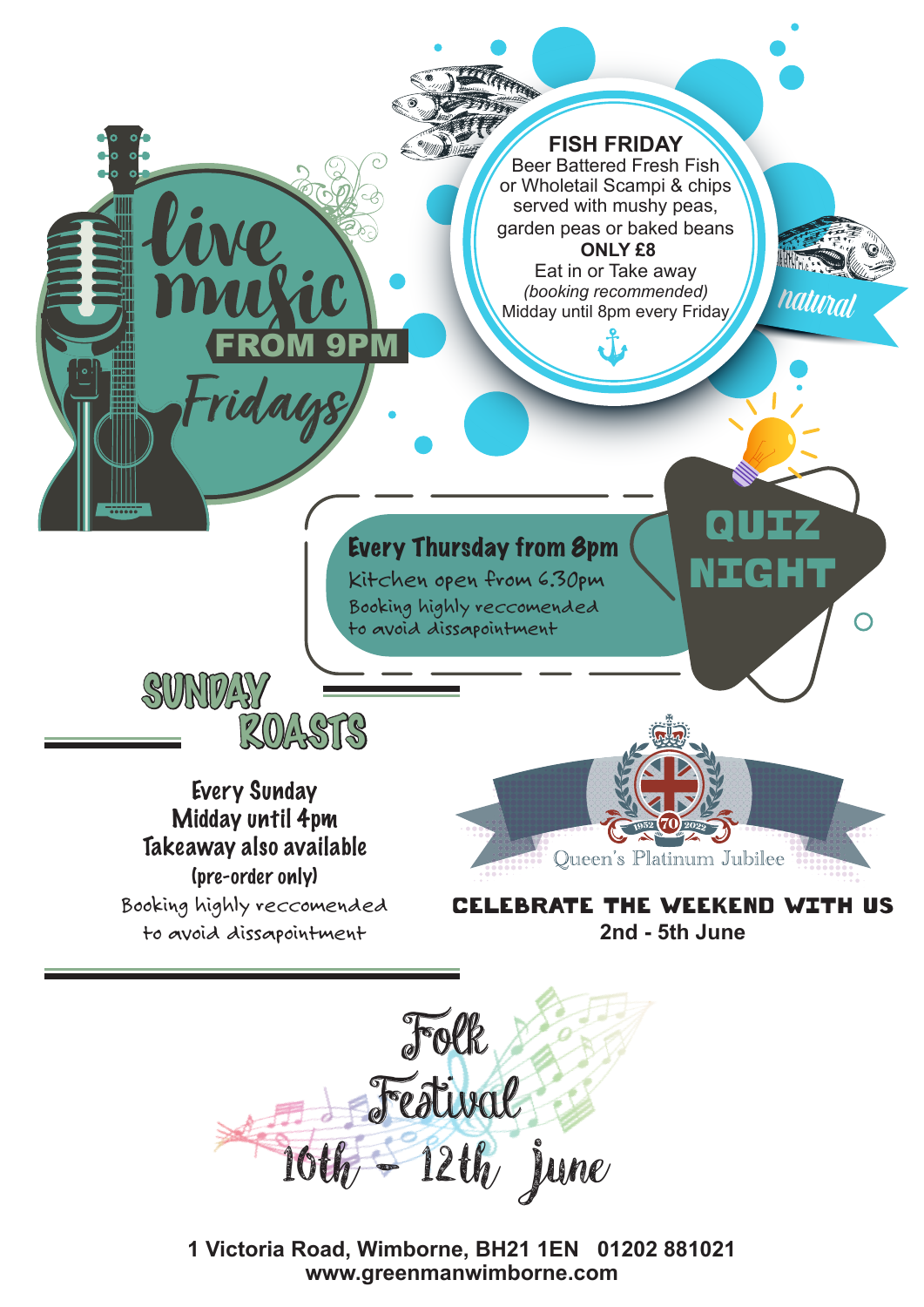## FISH FRIDAY

Beer Battered Fresh Fish or Wholetail Scampi & chips served with mushy peas, garden peas or baked beans

**ONLY £8**

Eat in or Take away

*(booking recommended)*

Midday until 8pm every Friday

natural

## live music FROM 9PM Fridays

## QUIZ NIGHT

**Every Thursday from 8pm**

Kitchen open from 6.30pm

Booking highly reccomended to avoid dissapointment

## SUNDAY ROASTS

Every Sunday
Midday until 4pm
Takeaway also available
(pre-order only)

Booking highly reccomended to avoid dissapointment

1952 70 2022

Queen's Platinum Jubilee

**CELEBRATE THE WEEKEND WITH US**

**2nd - 5th June**

## Folk Festival

10th - 12th June

**1 Victoria Road, Wimborne, BH21 1EN 01202 881021**
**www.greenmanwimborne.com**